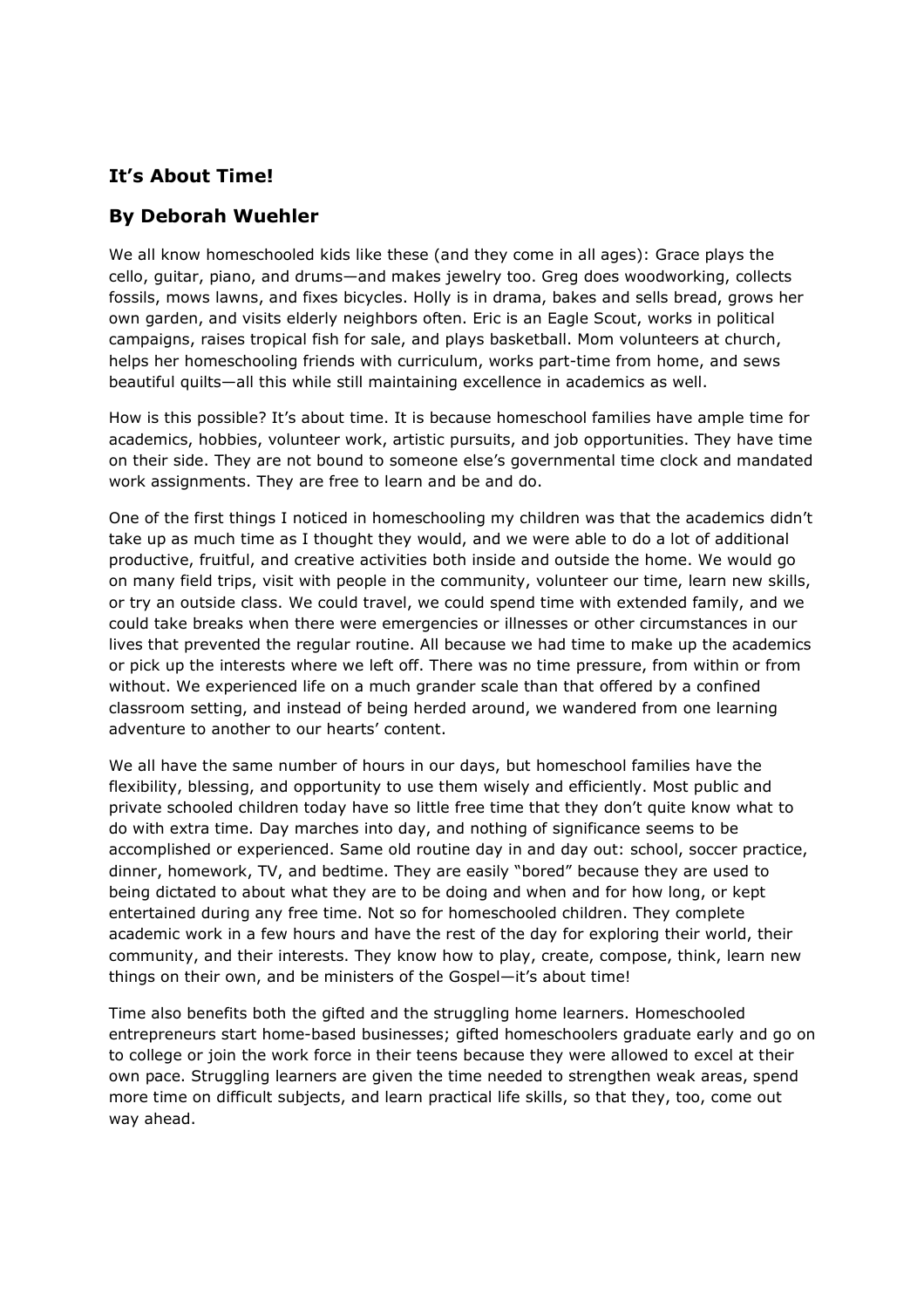## It's About Time!

## By Deborah Wuehler

We all know homeschooled kids like these (and they come in all ages): Grace plays the cello, guitar, piano, and drums—and makes jewelry too. Greg does woodworking, collects fossils, mows lawns, and fixes bicycles. Holly is in drama, bakes and sells bread, grows her own garden, and visits elderly neighbors often. Eric is an Eagle Scout, works in political campaigns, raises tropical fish for sale, and plays basketball. Mom volunteers at church, helps her homeschooling friends with curriculum, works part-time from home, and sews beautiful quilts—all this while still maintaining excellence in academics as well.

How is this possible? It's about time. It is because homeschool families have ample time for academics, hobbies, volunteer work, artistic pursuits, and job opportunities. They have time on their side. They are not bound to someone else's governmental time clock and mandated work assignments. They are free to learn and be and do.

One of the first things I noticed in homeschooling my children was that the academics didn't take up as much time as I thought they would, and we were able to do a lot of additional productive, fruitful, and creative activities both inside and outside the home. We would go on many field trips, visit with people in the community, volunteer our time, learn new skills, or try an outside class. We could travel, we could spend time with extended family, and we could take breaks when there were emergencies or illnesses or other circumstances in our lives that prevented the regular routine. All because we had time to make up the academics or pick up the interests where we left off. There was no time pressure, from within or from without. We experienced life on a much grander scale than that offered by a confined classroom setting, and instead of being herded around, we wandered from one learning adventure to another to our hearts' content.

We all have the same number of hours in our days, but homeschool families have the flexibility, blessing, and opportunity to use them wisely and efficiently. Most public and private schooled children today have so little free time that they don't quite know what to do with extra time. Day marches into day, and nothing of significance seems to be accomplished or experienced. Same old routine day in and day out: school, soccer practice, dinner, homework, TV, and bedtime. They are easily "bored" because they are used to being dictated to about what they are to be doing and when and for how long, or kept entertained during any free time. Not so for homeschooled children. They complete academic work in a few hours and have the rest of the day for exploring their world, their community, and their interests. They know how to play, create, compose, think, learn new things on their own, and be ministers of the Gospel—it's about time!

Time also benefits both the gifted and the struggling home learners. Homeschooled entrepreneurs start home-based businesses; gifted homeschoolers graduate early and go on to college or join the work force in their teens because they were allowed to excel at their own pace. Struggling learners are given the time needed to strengthen weak areas, spend more time on difficult subjects, and learn practical life skills, so that they, too, come out way ahead.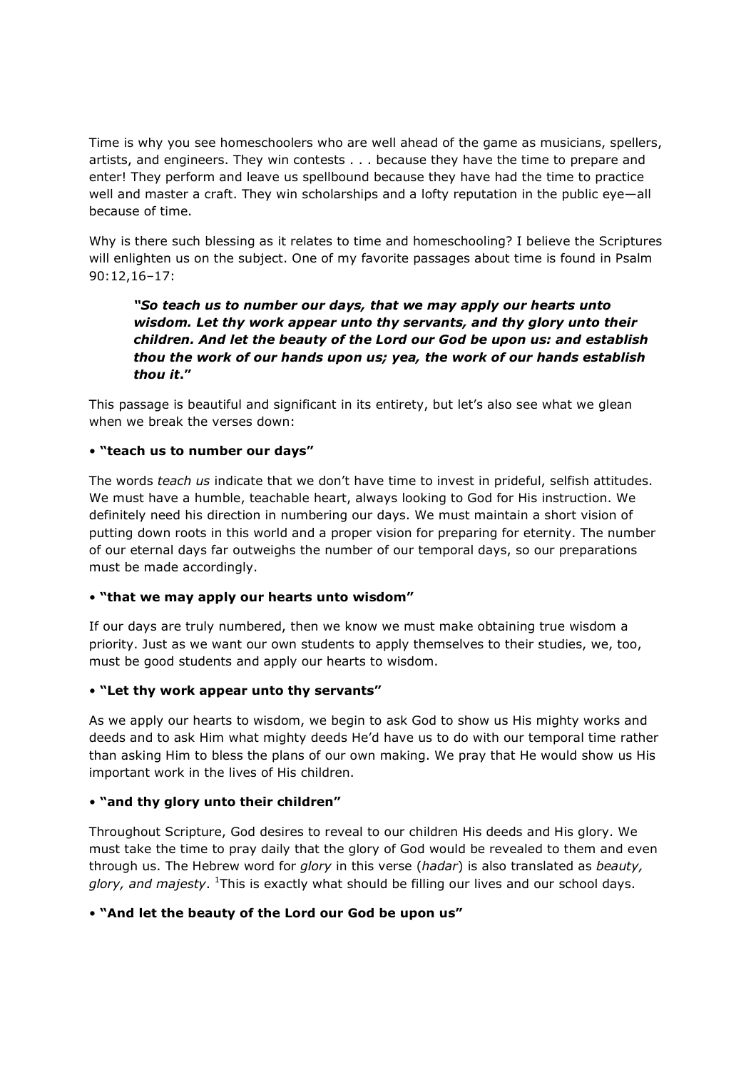Time is why you see homeschoolers who are well ahead of the game as musicians, spellers, artists, and engineers. They win contests . . . because they have the time to prepare and enter! They perform and leave us spellbound because they have had the time to practice well and master a craft. They win scholarships and a lofty reputation in the public eye—all because of time.

Why is there such blessing as it relates to time and homeschooling? I believe the Scriptures will enlighten us on the subject. One of my favorite passages about time is found in Psalm 90:12,16–17:

> ***"So teach us to number our days, that we may apply our hearts unto wisdom. Let thy work appear unto thy servants, and thy glory unto their children. And let the beauty of the Lord our God be upon us: and establish thou the work of our hands upon us; yea, the work of our hands establish thou it."***

This passage is beautiful and significant in its entirety, but let's also see what we glean when we break the verses down:

**• "teach us to number our days"**

The words *teach us* indicate that we don't have time to invest in prideful, selfish attitudes. We must have a humble, teachable heart, always looking to God for His instruction. We definitely need his direction in numbering our days. We must maintain a short vision of putting down roots in this world and a proper vision for preparing for eternity. The number of our eternal days far outweighs the number of our temporal days, so our preparations must be made accordingly.

**• "that we may apply our hearts unto wisdom"**

If our days are truly numbered, then we know we must make obtaining true wisdom a priority. Just as we want our own students to apply themselves to their studies, we, too, must be good students and apply our hearts to wisdom.

**• "Let thy work appear unto thy servants"**

As we apply our hearts to wisdom, we begin to ask God to show us His mighty works and deeds and to ask Him what mighty deeds He'd have us to do with our temporal time rather than asking Him to bless the plans of our own making. We pray that He would show us His important work in the lives of His children.

**• "and thy glory unto their children"**

Throughout Scripture, God desires to reveal to our children His deeds and His glory. We must take the time to pray daily that the glory of God would be revealed to them and even through us. The Hebrew word for *glory* in this verse (*hadar*) is also translated as *beauty, glory, and majesty*. [1]This is exactly what should be filling our lives and our school days.

**• "And let the beauty of the Lord our God be upon us"**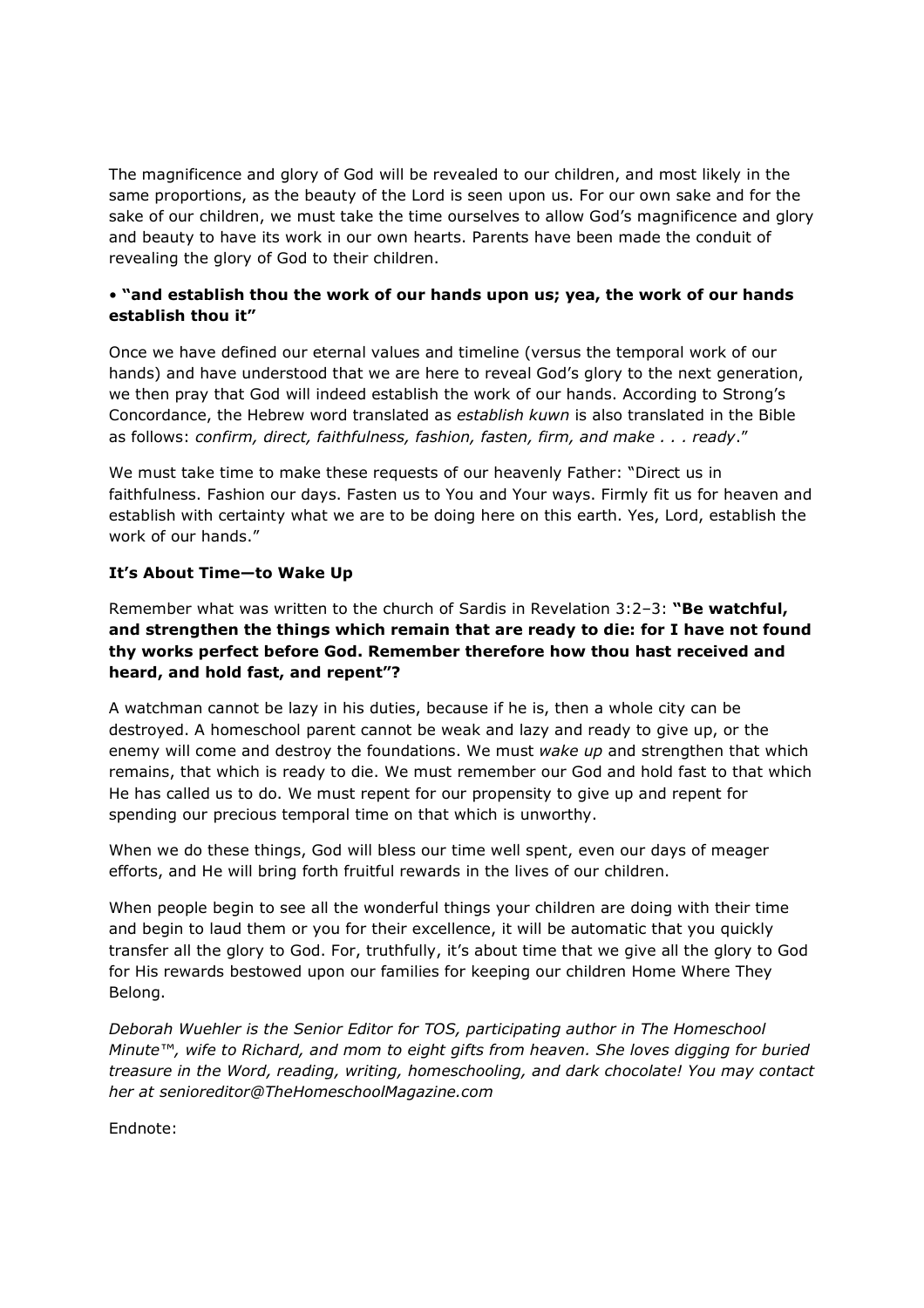The magnificence and glory of God will be revealed to our children, and most likely in the same proportions, as the beauty of the Lord is seen upon us. For our own sake and for the sake of our children, we must take the time ourselves to allow God's magnificence and glory and beauty to have its work in our own hearts. Parents have been made the conduit of revealing the glory of God to their children.

• **"and establish thou the work of our hands upon us; yea, the work of our hands establish thou it"**

Once we have defined our eternal values and timeline (versus the temporal work of our hands) and have understood that we are here to reveal God's glory to the next generation, we then pray that God will indeed establish the work of our hands. According to Strong's Concordance, the Hebrew word translated as *establish kuwn* is also translated in the Bible as follows: *confirm, direct, faithfulness, fashion, fasten, firm, and make . . . ready*."

We must take time to make these requests of our heavenly Father: "Direct us in faithfulness. Fashion our days. Fasten us to You and Your ways. Firmly fit us for heaven and establish with certainty what we are to be doing here on this earth. Yes, Lord, establish the work of our hands."

**It's About Time—to Wake Up**

Remember what was written to the church of Sardis in Revelation 3:2–3: **"Be watchful, and strengthen the things which remain that are ready to die: for I have not found thy works perfect before God. Remember therefore how thou hast received and heard, and hold fast, and repent"?**

A watchman cannot be lazy in his duties, because if he is, then a whole city can be destroyed. A homeschool parent cannot be weak and lazy and ready to give up, or the enemy will come and destroy the foundations. We must *wake up* and strengthen that which remains, that which is ready to die. We must remember our God and hold fast to that which He has called us to do. We must repent for our propensity to give up and repent for spending our precious temporal time on that which is unworthy.

When we do these things, God will bless our time well spent, even our days of meager efforts, and He will bring forth fruitful rewards in the lives of our children.

When people begin to see all the wonderful things your children are doing with their time and begin to laud them or you for their excellence, it will be automatic that you quickly transfer all the glory to God. For, truthfully, it's about time that we give all the glory to God for His rewards bestowed upon our families for keeping our children Home Where They Belong.

*Deborah Wuehler is the Senior Editor for TOS, participating author in The Homeschool Minute™, wife to Richard, and mom to eight gifts from heaven. She loves digging for buried treasure in the Word, reading, writing, homeschooling, and dark chocolate! You may contact her at senioreditor@TheHomeschoolMagazine.com*

Endnote: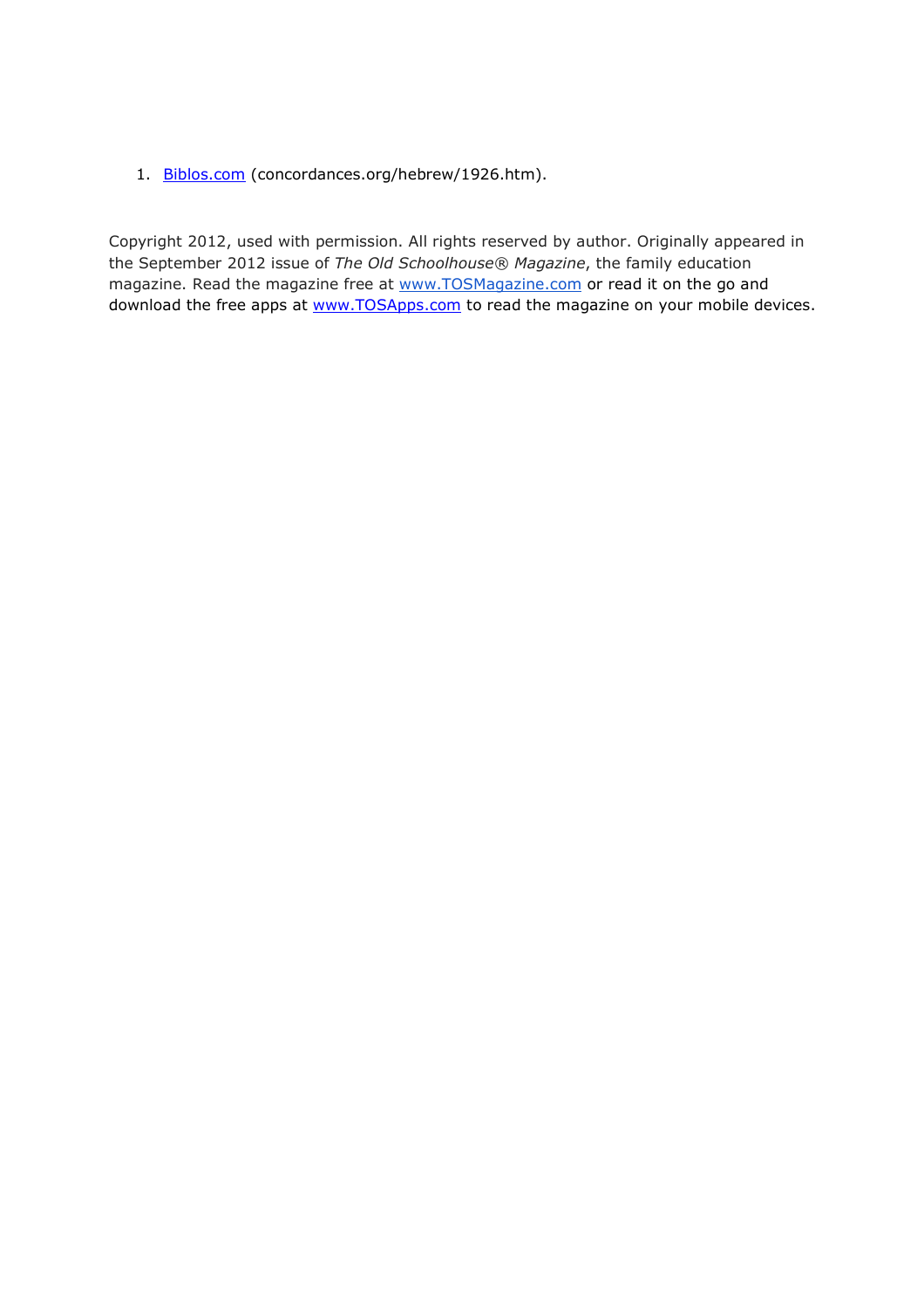1. Biblos.com (concordances.org/hebrew/1926.htm).

Copyright 2012, used with permission. All rights reserved by author. Originally appeared in the September 2012 issue of *The Old Schoolhouse® Magazine*, the family education magazine. Read the magazine free at www.TOSMagazine.com or read it on the go and download the free apps at www.TOSApps.com to read the magazine on your mobile devices.